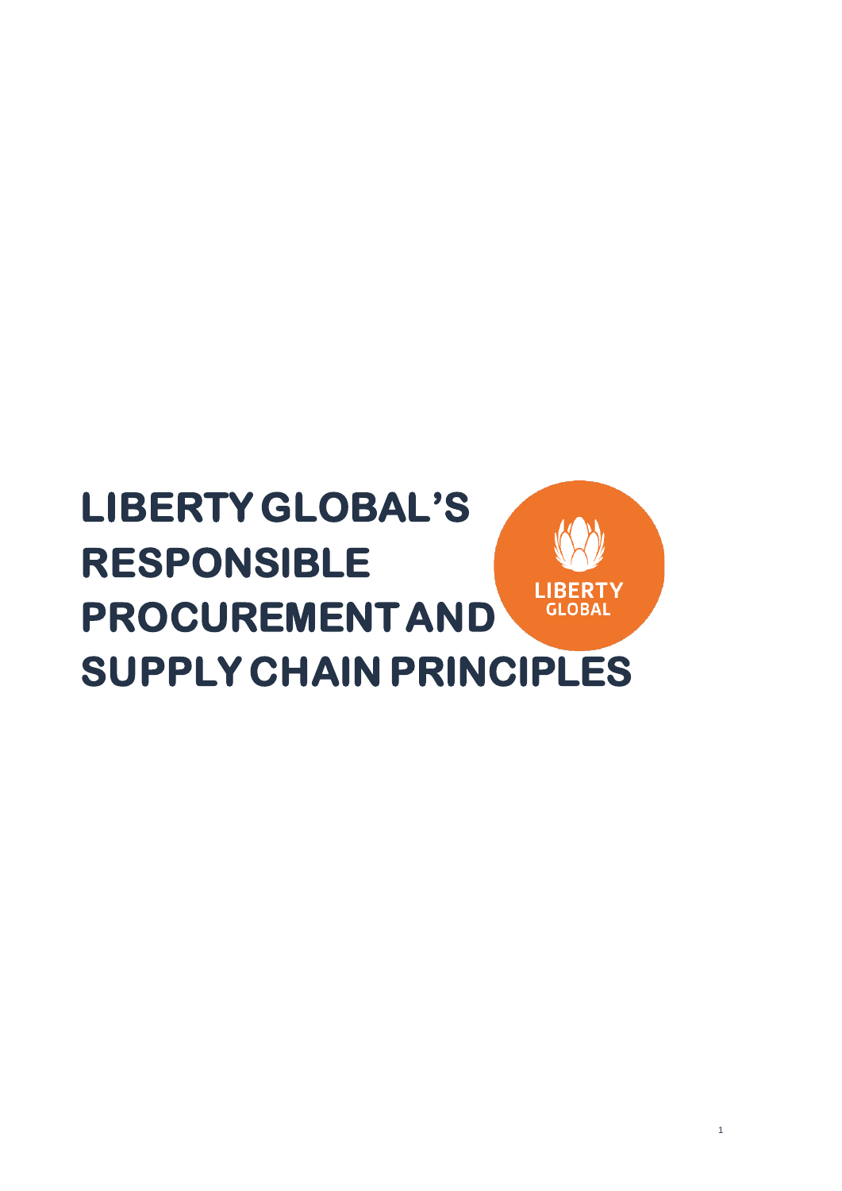# LIBERTY GLOBAL'S RESPONSIBLE PROCUREMENT AND SUPPLY CHAIN PRINCIPLES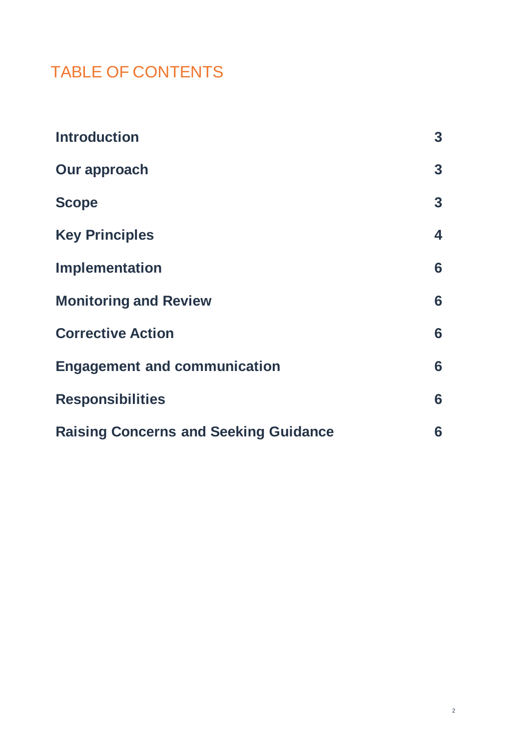# TABLE OF CONTENTS

| | |
|---|---|
| **Introduction** | **3** |
| **Our approach** | **3** |
| **Scope** | **3** |
| **Key Principles** | **4** |
| **Implementation** | **6** |
| **Monitoring and Review** | **6** |
| **Corrective Action** | **6** |
| **Engagement and communication** | **6** |
| **Responsibilities** | **6** |
| **Raising Concerns and Seeking Guidance** | **6** |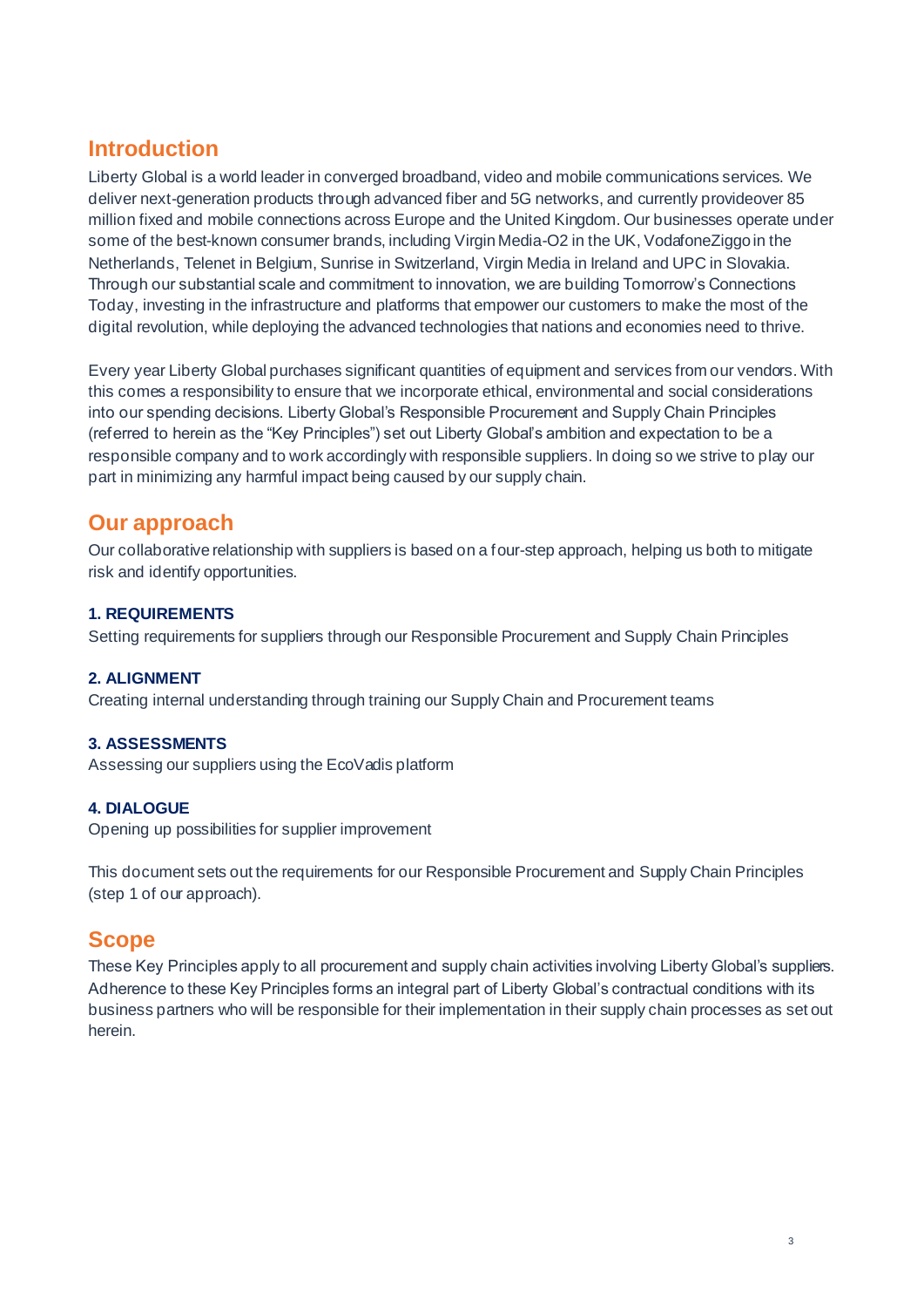## Introduction

Liberty Global is a world leader in converged broadband, video and mobile communications services. We deliver next-generation products through advanced fiber and 5G networks, and currently provideover 85 million fixed and mobile connections across Europe and the United Kingdom. Our businesses operate under some of the best-known consumer brands, including Virgin Media-O2 in the UK, VodafoneZiggo in the Netherlands, Telenet in Belgium, Sunrise in Switzerland, Virgin Media in Ireland and UPC in Slovakia. Through our substantial scale and commitment to innovation, we are building Tomorrow's Connections Today, investing in the infrastructure and platforms that empower our customers to make the most of the digital revolution, while deploying the advanced technologies that nations and economies need to thrive.

Every year Liberty Global purchases significant quantities of equipment and services from our vendors. With this comes a responsibility to ensure that we incorporate ethical, environmental and social considerations into our spending decisions. Liberty Global's Responsible Procurement and Supply Chain Principles (referred to herein as the "Key Principles") set out Liberty Global's ambition and expectation to be a responsible company and to work accordingly with responsible suppliers. In doing so we strive to play our part in minimizing any harmful impact being caused by our supply chain.

## Our approach

Our collaborative relationship with suppliers is based on a four-step approach, helping us both to mitigate risk and identify opportunities.

**1. REQUIREMENTS**
Setting requirements for suppliers through our Responsible Procurement and Supply Chain Principles

**2. ALIGNMENT**
Creating internal understanding through training our Supply Chain and Procurement teams

**3. ASSESSMENTS**
Assessing our suppliers using the EcoVadis platform

**4. DIALOGUE**
Opening up possibilities for supplier improvement

This document sets out the requirements for our Responsible Procurement and Supply Chain Principles (step 1 of our approach).

## Scope

These Key Principles apply to all procurement and supply chain activities involving Liberty Global's suppliers. Adherence to these Key Principles forms an integral part of Liberty Global's contractual conditions with its business partners who will be responsible for their implementation in their supply chain processes as set out herein.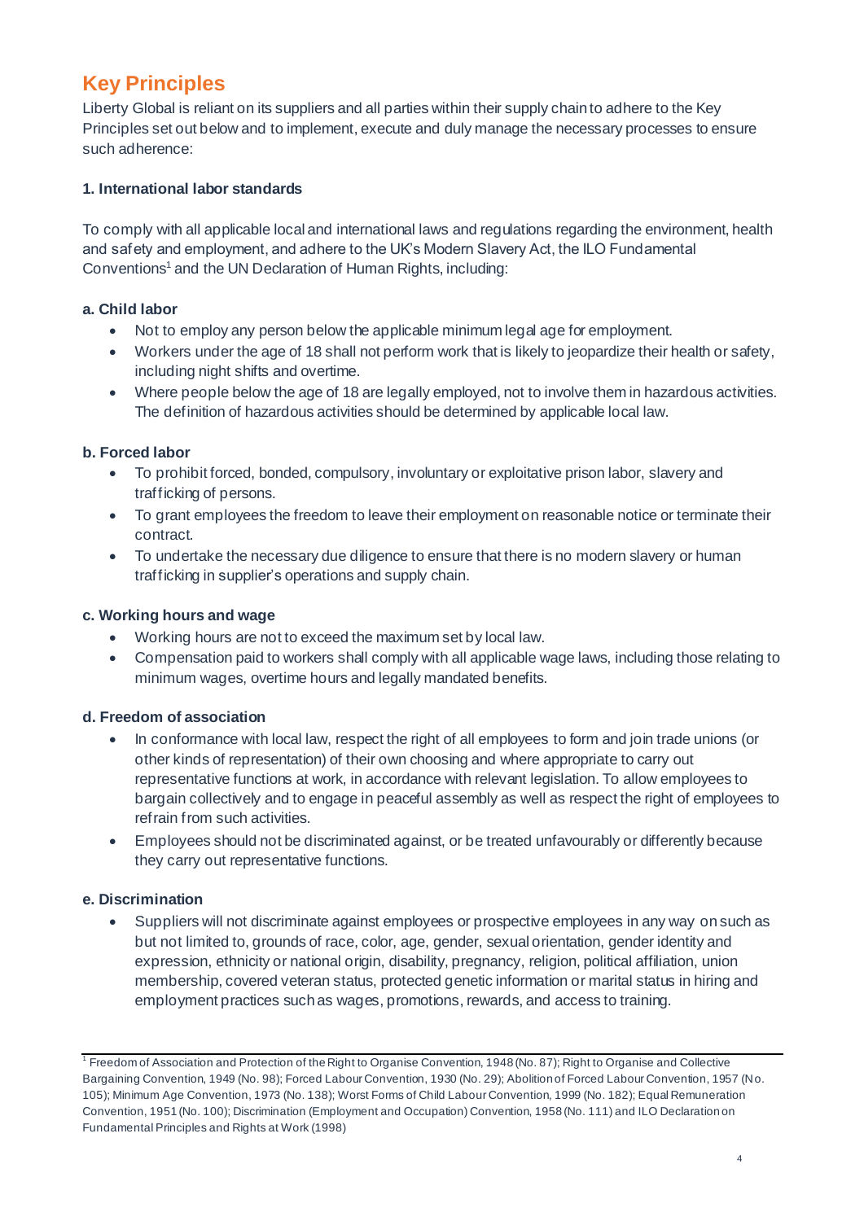## Key Principles

Liberty Global is reliant on its suppliers and all parties within their supply chain to adhere to the Key Principles set out below and to implement, execute and duly manage the necessary processes to ensure such adherence:

**1. International labor standards**

To comply with all applicable local and international laws and regulations regarding the environment, health and safety and employment, and adhere to the UK's Modern Slavery Act, the ILO Fundamental Conventions[1] and the UN Declaration of Human Rights, including:

**a. Child labor**

- Not to employ any person below the applicable minimum legal age for employment.
- Workers under the age of 18 shall not perform work that is likely to jeopardize their health or safety, including night shifts and overtime.
- Where people below the age of 18 are legally employed, not to involve them in hazardous activities. The definition of hazardous activities should be determined by applicable local law.

**b. Forced labor**

- To prohibit forced, bonded, compulsory, involuntary or exploitative prison labor, slavery and trafficking of persons.
- To grant employees the freedom to leave their employment on reasonable notice or terminate their contract.
- To undertake the necessary due diligence to ensure that there is no modern slavery or human trafficking in supplier's operations and supply chain.

**c. Working hours and wage**

- Working hours are not to exceed the maximum set by local law.
- Compensation paid to workers shall comply with all applicable wage laws, including those relating to minimum wages, overtime hours and legally mandated benefits.

**d. Freedom of association**

- In conformance with local law, respect the right of all employees to form and join trade unions (or other kinds of representation) of their own choosing and where appropriate to carry out representative functions at work, in accordance with relevant legislation. To allow employees to bargain collectively and to engage in peaceful assembly as well as respect the right of employees to refrain from such activities.
- Employees should not be discriminated against, or be treated unfavourably or differently because they carry out representative functions.

**e. Discrimination**

- Suppliers will not discriminate against employees or prospective employees in any way on such as but not limited to, grounds of race, color, age, gender, sexual orientation, gender identity and expression, ethnicity or national origin, disability, pregnancy, religion, political affiliation, union membership, covered veteran status, protected genetic information or marital status in hiring and employment practices such as wages, promotions, rewards, and access to training.

---

[1] Freedom of Association and Protection of the Right to Organise Convention, 1948 (No. 87); Right to Organise and Collective Bargaining Convention, 1949 (No. 98); Forced Labour Convention, 1930 (No. 29); Abolition of Forced Labour Convention, 1957 (No. 105); Minimum Age Convention, 1973 (No. 138); Worst Forms of Child Labour Convention, 1999 (No. 182); Equal Remuneration Convention, 1951 (No. 100); Discrimination (Employment and Occupation) Convention, 1958 (No. 111) and ILO Declaration on Fundamental Principles and Rights at Work (1998)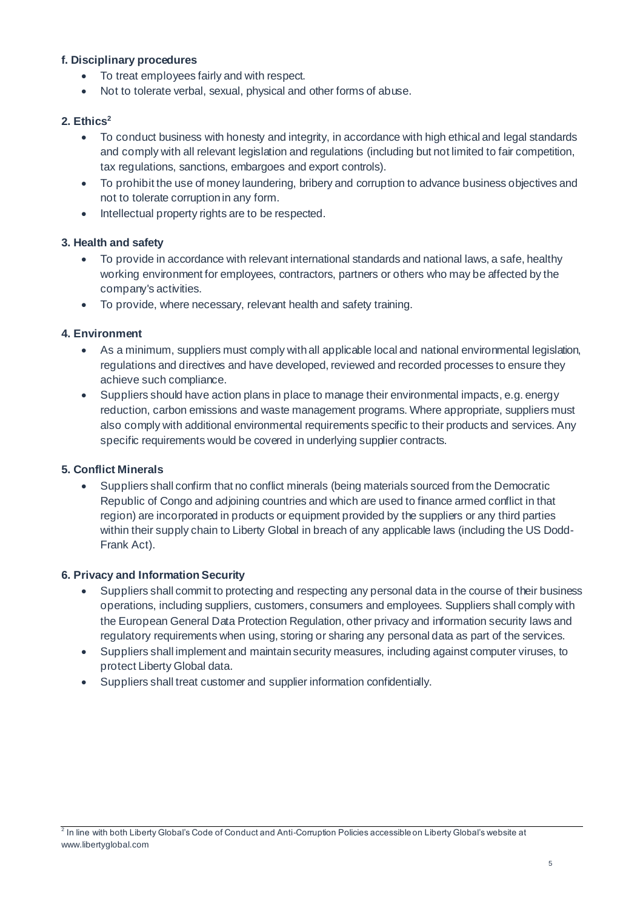**f. Disciplinary procedures**

- To treat employees fairly and with respect.
- Not to tolerate verbal, sexual, physical and other forms of abuse.

**2. Ethics[2]**

- To conduct business with honesty and integrity, in accordance with high ethical and legal standards and comply with all relevant legislation and regulations (including but not limited to fair competition, tax regulations, sanctions, embargoes and export controls).
- To prohibit the use of money laundering, bribery and corruption to advance business objectives and not to tolerate corruption in any form.
- Intellectual property rights are to be respected.

**3. Health and safety**

- To provide in accordance with relevant international standards and national laws, a safe, healthy working environment for employees, contractors, partners or others who may be affected by the company's activities.
- To provide, where necessary, relevant health and safety training.

**4. Environment**

- As a minimum, suppliers must comply with all applicable local and national environmental legislation, regulations and directives and have developed, reviewed and recorded processes to ensure they achieve such compliance.
- Suppliers should have action plans in place to manage their environmental impacts, e.g. energy reduction, carbon emissions and waste management programs. Where appropriate, suppliers must also comply with additional environmental requirements specific to their products and services. Any specific requirements would be covered in underlying supplier contracts.

**5. Conflict Minerals**

- Suppliers shall confirm that no conflict minerals (being materials sourced from the Democratic Republic of Congo and adjoining countries and which are used to finance armed conflict in that region) are incorporated in products or equipment provided by the suppliers or any third parties within their supply chain to Liberty Global in breach of any applicable laws (including the US Dodd-Frank Act).

**6. Privacy and Information Security**

- Suppliers shall commit to protecting and respecting any personal data in the course of their business operations, including suppliers, customers, consumers and employees. Suppliers shall comply with the European General Data Protection Regulation, other privacy and information security laws and regulatory requirements when using, storing or sharing any personal data as part of the services.
- Suppliers shall implement and maintain security measures, including against computer viruses, to protect Liberty Global data.
- Suppliers shall treat customer and supplier information confidentially.

---

[2] In line with both Liberty Global's Code of Conduct and Anti-Corruption Policies accessible on Liberty Global's website at www.libertyglobal.com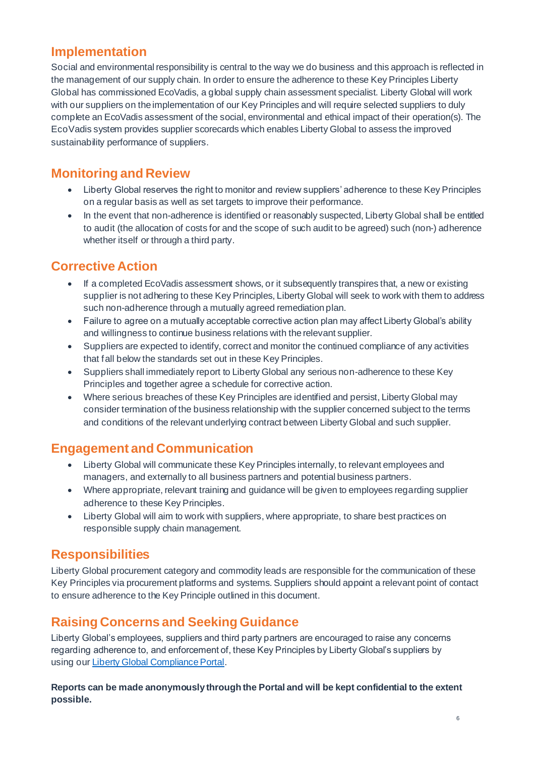## Implementation

Social and environmental responsibility is central to the way we do business and this approach is reflected in the management of our supply chain. In order to ensure the adherence to these Key Principles Liberty Global has commissioned EcoVadis, a global supply chain assessment specialist. Liberty Global will work with our suppliers on the implementation of our Key Principles and will require selected suppliers to duly complete an EcoVadis assessment of the social, environmental and ethical impact of their operation(s). The EcoVadis system provides supplier scorecards which enables Liberty Global to assess the improved sustainability performance of suppliers.

## Monitoring and Review

- Liberty Global reserves the right to monitor and review suppliers' adherence to these Key Principles on a regular basis as well as set targets to improve their performance.
- In the event that non-adherence is identified or reasonably suspected, Liberty Global shall be entitled to audit (the allocation of costs for and the scope of such audit to be agreed) such (non-) adherence whether itself or through a third party.

## Corrective Action

- If a completed EcoVadis assessment shows, or it subsequently transpires that, a new or existing supplier is not adhering to these Key Principles, Liberty Global will seek to work with them to address such non-adherence through a mutually agreed remediation plan.
- Failure to agree on a mutually acceptable corrective action plan may affect Liberty Global's ability and willingness to continue business relations with the relevant supplier.
- Suppliers are expected to identify, correct and monitor the continued compliance of any activities that fall below the standards set out in these Key Principles.
- Suppliers shall immediately report to Liberty Global any serious non-adherence to these Key Principles and together agree a schedule for corrective action.
- Where serious breaches of these Key Principles are identified and persist, Liberty Global may consider termination of the business relationship with the supplier concerned subject to the terms and conditions of the relevant underlying contract between Liberty Global and such supplier.

## Engagement and Communication

- Liberty Global will communicate these Key Principles internally, to relevant employees and managers, and externally to all business partners and potential business partners.
- Where appropriate, relevant training and guidance will be given to employees regarding supplier adherence to these Key Principles.
- Liberty Global will aim to work with suppliers, where appropriate, to share best practices on responsible supply chain management.

## Responsibilities

Liberty Global procurement category and commodity leads are responsible for the communication of these Key Principles via procurement platforms and systems. Suppliers should appoint a relevant point of contact to ensure adherence to the Key Principle outlined in this document.

## Raising Concerns and Seeking Guidance

Liberty Global's employees, suppliers and third party partners are encouraged to raise any concerns regarding adherence to, and enforcement of, these Key Principles by Liberty Global's suppliers by using our Liberty Global Compliance Portal.

**Reports can be made anonymously through the Portal and will be kept confidential to the extent possible.**